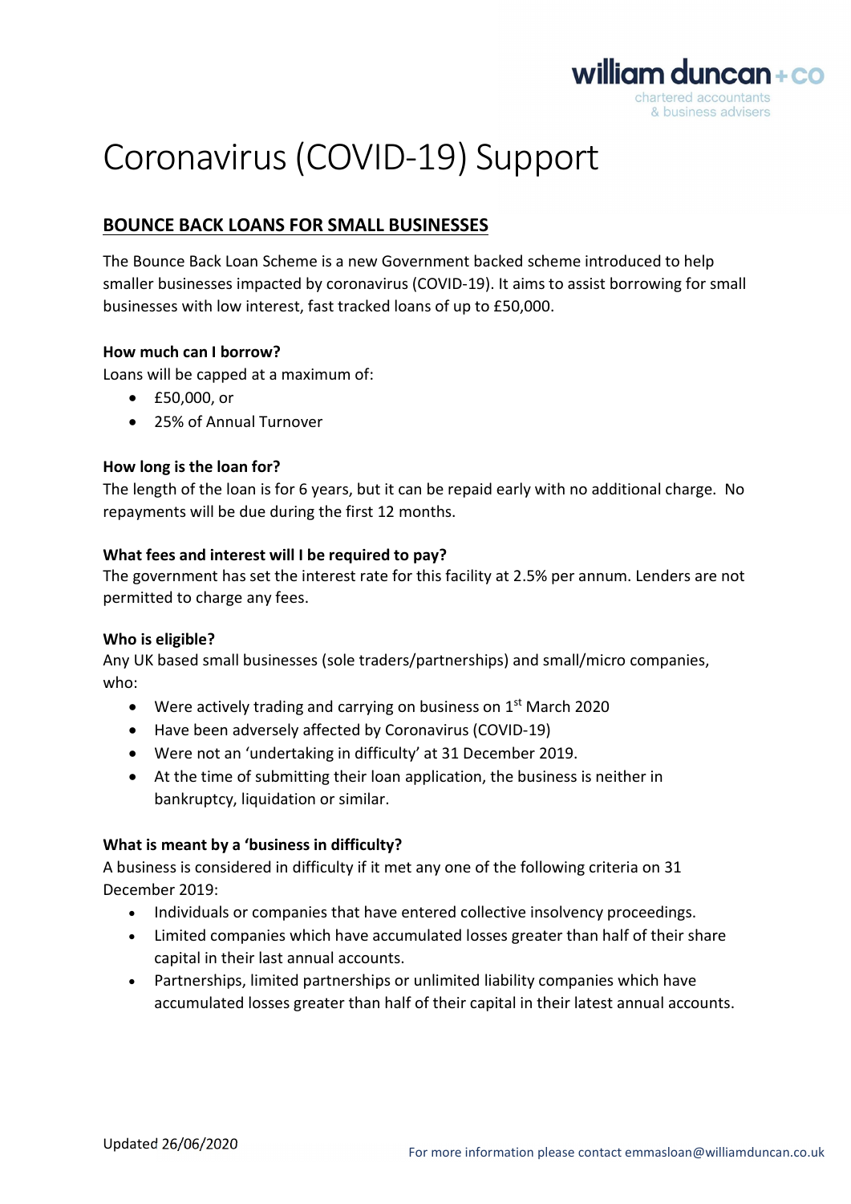# Coronavirus (COVID-19) Support

## BOUNCE BACK LOANS FOR SMALL BUSINESSES

The Bounce Back Loan Scheme is a new Government backed scheme introduced to help smaller businesses impacted by coronavirus (COVID-19). It aims to assist borrowing for small businesses with low interest, fast tracked loans of up to £50,000.

**How much can I borrow?**

Loans will be capped at a maximum of:

- £50,000, or
- 25% of Annual Turnover

**How long is the loan for?**

The length of the loan is for 6 years, but it can be repaid early with no additional charge. No repayments will be due during the first 12 months.

**What fees and interest will I be required to pay?**

The government has set the interest rate for this facility at 2.5% per annum. Lenders are not permitted to charge any fees.

**Who is eligible?**

Any UK based small businesses (sole traders/partnerships) and small/micro companies, who:

- Were actively trading and carrying on business on 1st March 2020
- Have been adversely affected by Coronavirus (COVID-19)
- Were not an 'undertaking in difficulty' at 31 December 2019.
- At the time of submitting their loan application, the business is neither in bankruptcy, liquidation or similar.

**What is meant by a 'business in difficulty?**

A business is considered in difficulty if it met any one of the following criteria on 31 December 2019:

- Individuals or companies that have entered collective insolvency proceedings.
- Limited companies which have accumulated losses greater than half of their share capital in their last annual accounts.
- Partnerships, limited partnerships or unlimited liability companies which have accumulated losses greater than half of their capital in their latest annual accounts.

Updated 26/06/2020

For more information please contact emmasloan@williamduncan.co.uk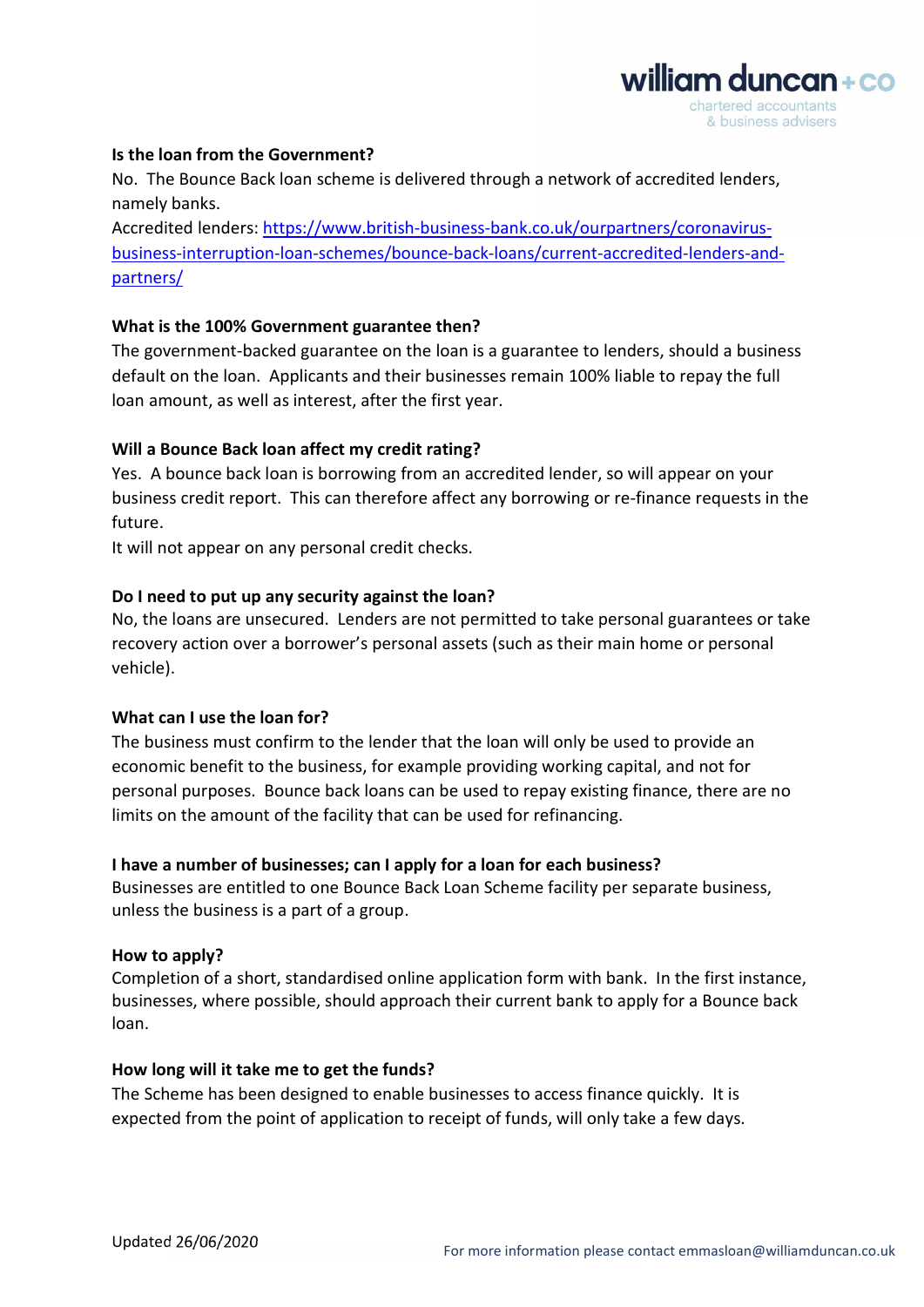**Is the loan from the Government?**

No. The Bounce Back loan scheme is delivered through a network of accredited lenders, namely banks.

Accredited lenders: [https://www.british-business-bank.co.uk/ourpartners/coronavirus-business-interruption-loan-schemes/bounce-back-loans/current-accredited-lenders-and-partners/](https://www.british-business-bank.co.uk/ourpartners/coronavirus-business-interruption-loan-schemes/bounce-back-loans/current-accredited-lenders-and-partners/)

**What is the 100% Government guarantee then?**

The government-backed guarantee on the loan is a guarantee to lenders, should a business default on the loan. Applicants and their businesses remain 100% liable to repay the full loan amount, as well as interest, after the first year.

**Will a Bounce Back loan affect my credit rating?**

Yes. A bounce back loan is borrowing from an accredited lender, so will appear on your business credit report. This can therefore affect any borrowing or re-finance requests in the future.

It will not appear on any personal credit checks.

**Do I need to put up any security against the loan?**

No, the loans are unsecured. Lenders are not permitted to take personal guarantees or take recovery action over a borrower's personal assets (such as their main home or personal vehicle).

**What can I use the loan for?**

The business must confirm to the lender that the loan will only be used to provide an economic benefit to the business, for example providing working capital, and not for personal purposes. Bounce back loans can be used to repay existing finance, there are no limits on the amount of the facility that can be used for refinancing.

**I have a number of businesses; can I apply for a loan for each business?**

Businesses are entitled to one Bounce Back Loan Scheme facility per separate business, unless the business is a part of a group.

**How to apply?**

Completion of a short, standardised online application form with bank. In the first instance, businesses, where possible, should approach their current bank to apply for a Bounce back loan.

**How long will it take me to get the funds?**

The Scheme has been designed to enable businesses to access finance quickly. It is expected from the point of application to receipt of funds, will only take a few days.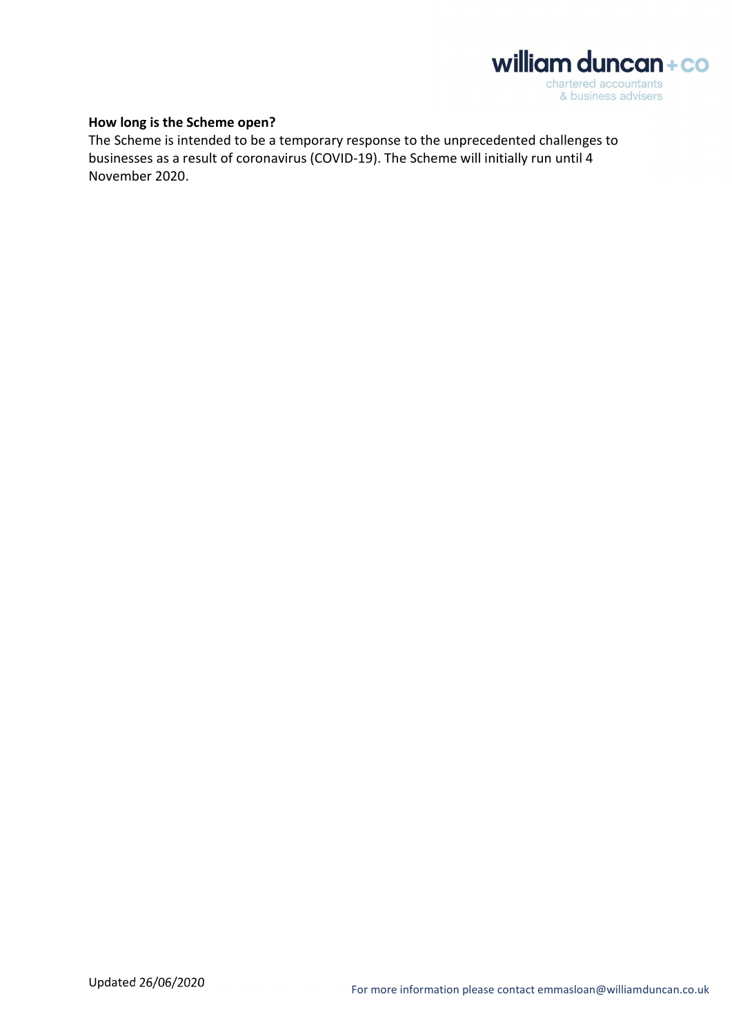**How long is the Scheme open?**

The Scheme is intended to be a temporary response to the unprecedented challenges to businesses as a result of coronavirus (COVID-19). The Scheme will initially run until 4 November 2020.